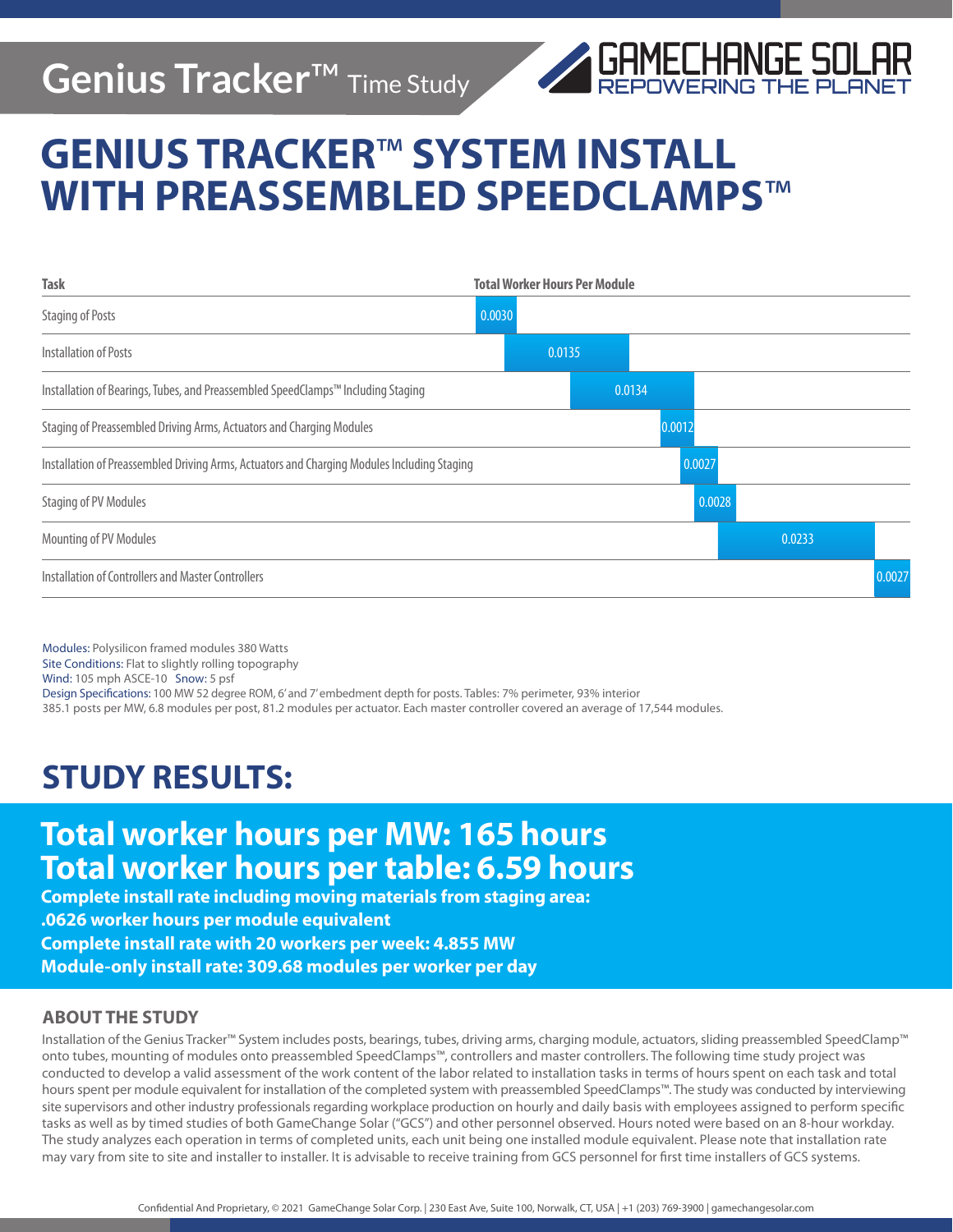# Genius Tracker™ Time Study

GAMECHANGE SOLAR
REPOWERING THE PLANET

# GENIUS TRACKER™ SYSTEM INSTALL WITH PREASSEMBLED SPEEDCLAMPS™

| Task | Total Worker Hours Per Module |
|---|---|
| Staging of Posts | 0.0030 |
| Installation of Posts | 0.0135 |
| Installation of Bearings, Tubes, and Preassembled SpeedClamps™ Including Staging | 0.0134 |
| Staging of Preassembled Driving Arms, Actuators and Charging Modules | 0.0012 |
| Installation of Preassembled Driving Arms, Actuators and Charging Modules Including Staging | 0.0027 |
| Staging of PV Modules | 0.0028 |
| Mounting of PV Modules | 0.0233 |
| Installation of Controllers and Master Controllers | 0.0027 |

Modules: Polysilicon framed modules 380 Watts
Site Conditions: Flat to slightly rolling topography
Wind: 105 mph ASCE-10 Snow: 5 psf
Design Specifications: 100 MW 52 degree ROM, 6' and 7' embedment depth for posts. Tables: 7% perimeter, 93% interior
385.1 posts per MW, 6.8 modules per post, 81.2 modules per actuator. Each master controller covered an average of 17,544 modules.

## STUDY RESULTS:

**Total worker hours per MW: 165 hours**
**Total worker hours per table: 6.59 hours**

**Complete install rate including moving materials from staging area:**
**.0626 worker hours per module equivalent**
**Complete install rate with 20 workers per week: 4.855 MW**
**Module-only install rate: 309.68 modules per worker per day**

### ABOUT THE STUDY

Installation of the Genius Tracker™ System includes posts, bearings, tubes, driving arms, charging module, actuators, sliding preassembled SpeedClamp™ onto tubes, mounting of modules onto preassembled SpeedClamps™, controllers and master controllers. The following time study project was conducted to develop a valid assessment of the work content of the labor related to installation tasks in terms of hours spent on each task and total hours spent per module equivalent for installation of the completed system with preassembled SpeedClamps™. The study was conducted by interviewing site supervisors and other industry professionals regarding workplace production on hourly and daily basis with employees assigned to perform specific tasks as well as by timed studies of both GameChange Solar ("GCS") and other personnel observed. Hours noted were based on an 8-hour workday. The study analyzes each operation in terms of completed units, each unit being one installed module equivalent. Please note that installation rate may vary from site to site and installer to installer. It is advisable to receive training from GCS personnel for first time installers of GCS systems.

Confidential And Proprietary, © 2021 GameChange Solar Corp. | 230 East Ave, Suite 100, Norwalk, CT, USA | +1 (203) 769-3900 | gamechangesolar.com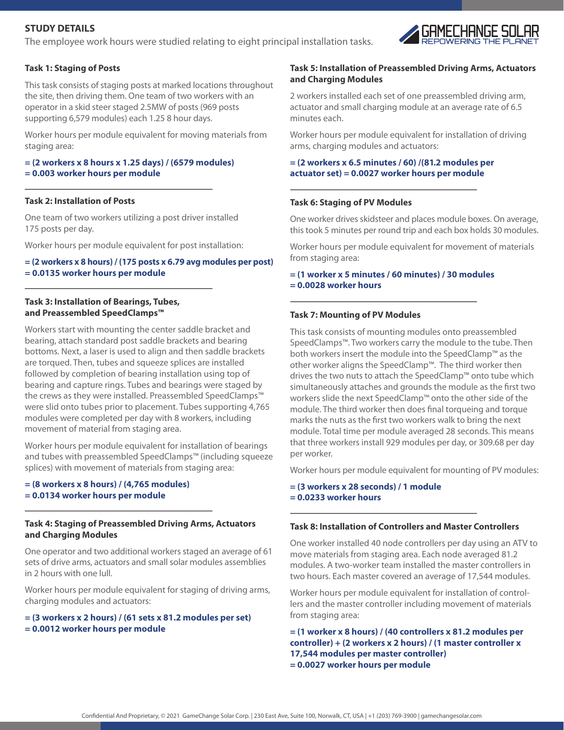## STUDY DETAILS

The employee work hours were studied relating to eight principal installation tasks.

### Task 1: Staging of Posts

This task consists of staging posts at marked locations throughout the site, then driving them. One team of two workers with an operator in a skid steer staged 2.5MW of posts (969 posts supporting 6,579 modules) each 1.25 8 hour days.

Worker hours per module equivalent for moving materials from staging area:

**= (2 workers x 8 hours x 1.25 days) / (6579 modules)**
**= 0.003 worker hours per module**

### Task 2: Installation of Posts

One team of two workers utilizing a post driver installed 175 posts per day.

Worker hours per module equivalent for post installation:

**= (2 workers x 8 hours) / (175 posts x 6.79 avg modules per post)**
**= 0.0135 worker hours per module**

### Task 3: Installation of Bearings, Tubes, and Preassembled SpeedClamps™

Workers start with mounting the center saddle bracket and bearing, attach standard post saddle brackets and bearing bottoms. Next, a laser is used to align and then saddle brackets are torqued. Then, tubes and squeeze splices are installed followed by completion of bearing installation using top of bearing and capture rings. Tubes and bearings were staged by the crews as they were installed. Preassembled SpeedClamps™ were slid onto tubes prior to placement. Tubes supporting 4,765 modules were completed per day with 8 workers, including movement of material from staging area.

Worker hours per module equivalent for installation of bearings and tubes with preassembled SpeedClamps™ (including squeeze splices) with movement of materials from staging area:

**= (8 workers x 8 hours) / (4,765 modules)**
**= 0.0134 worker hours per module**

### Task 4: Staging of Preassembled Driving Arms, Actuators and Charging Modules

One operator and two additional workers staged an average of 61 sets of drive arms, actuators and small solar modules assemblies in 2 hours with one lull.

Worker hours per module equivalent for staging of driving arms, charging modules and actuators:

**= (3 workers x 2 hours) / (61 sets x 81.2 modules per set)**
**= 0.0012 worker hours per module**

### Task 5: Installation of Preassembled Driving Arms, Actuators and Charging Modules

2 workers installed each set of one preassembled driving arm, actuator and small charging module at an average rate of 6.5 minutes each.

Worker hours per module equivalent for installation of driving arms, charging modules and actuators:

**= (2 workers x 6.5 minutes / 60) /(81.2 modules per actuator set) = 0.0027 worker hours per module**

### Task 6: Staging of PV Modules

One worker drives skidsteer and places module boxes. On average, this took 5 minutes per round trip and each box holds 30 modules.

Worker hours per module equivalent for movement of materials from staging area:

**= (1 worker x 5 minutes / 60 minutes) / 30 modules**
**= 0.0028 worker hours**

### Task 7: Mounting of PV Modules

This task consists of mounting modules onto preassembled SpeedClamps™. Two workers carry the module to the tube. Then both workers insert the module into the SpeedClamp™ as the other worker aligns the SpeedClamp™. The third worker then drives the two nuts to attach the SpeedClamp™ onto tube which simultaneously attaches and grounds the module as the first two workers slide the next SpeedClamp™ onto the other side of the module. The third worker then does final torqueing and torque marks the nuts as the first two workers walk to bring the next module. Total time per module averaged 28 seconds. This means that three workers install 929 modules per day, or 309.68 per day per worker.

Worker hours per module equivalent for mounting of PV modules:

**= (3 workers x 28 seconds) / 1 module**
**= 0.0233 worker hours**

### Task 8: Installation of Controllers and Master Controllers

One worker installed 40 node controllers per day using an ATV to move materials from staging area. Each node averaged 81.2 modules. A two-worker team installed the master controllers in two hours. Each master covered an average of 17,544 modules.

Worker hours per module equivalent for installation of controllers and the master controller including movement of materials from staging area:

**= (1 worker x 8 hours) / (40 controllers x 81.2 modules per controller) + (2 workers x 2 hours) / (1 master controller x 17,544 modules per master controller)**
**= 0.0027 worker hours per module**

Confidential And Proprietary, © 2021 GameChange Solar Corp. | 230 East Ave, Suite 100, Norwalk, CT, USA | +1 (203) 769-3900 | gamechangesolar.com